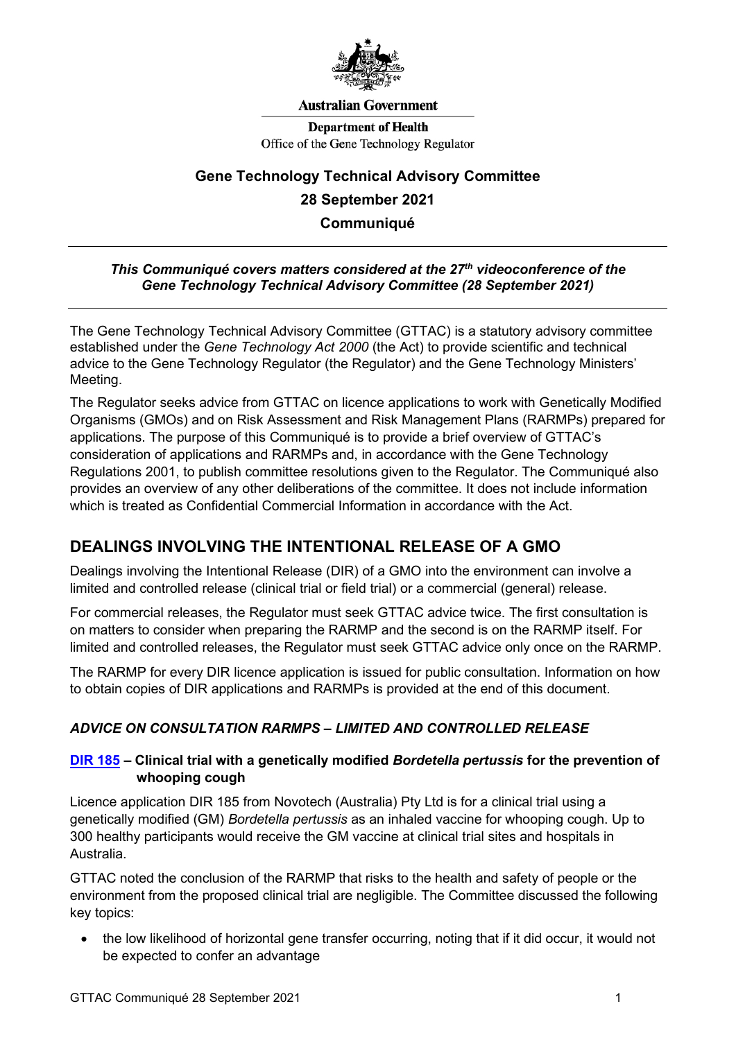Australian Government

Department of Health
Office of the Gene Technology Regulator

# Gene Technology Technical Advisory Committee

## 28 September 2021

## Communiqué

***This Communiqué covers matters considered at the 27th videoconference of the Gene Technology Technical Advisory Committee (28 September 2021)***

The Gene Technology Technical Advisory Committee (GTTAC) is a statutory advisory committee established under the *Gene Technology Act 2000* (the Act) to provide scientific and technical advice to the Gene Technology Regulator (the Regulator) and the Gene Technology Ministers' Meeting.

The Regulator seeks advice from GTTAC on licence applications to work with Genetically Modified Organisms (GMOs) and on Risk Assessment and Risk Management Plans (RARMPs) prepared for applications. The purpose of this Communiqué is to provide a brief overview of GTTAC's consideration of applications and RARMPs and, in accordance with the Gene Technology Regulations 2001, to publish committee resolutions given to the Regulator. The Communiqué also provides an overview of any other deliberations of the committee. It does not include information which is treated as Confidential Commercial Information in accordance with the Act.

## DEALINGS INVOLVING THE INTENTIONAL RELEASE OF A GMO

Dealings involving the Intentional Release (DIR) of a GMO into the environment can involve a limited and controlled release (clinical trial or field trial) or a commercial (general) release.

For commercial releases, the Regulator must seek GTTAC advice twice. The first consultation is on matters to consider when preparing the RARMP and the second is on the RARMP itself. For limited and controlled releases, the Regulator must seek GTTAC advice only once on the RARMP.

The RARMP for every DIR licence application is issued for public consultation. Information on how to obtain copies of DIR applications and RARMPs is provided at the end of this document.

### *ADVICE ON CONSULTATION RARMPS – LIMITED AND CONTROLLED RELEASE*

#### DIR 185 – Clinical trial with a genetically modified *Bordetella pertussis* for the prevention of whooping cough

Licence application DIR 185 from Novotech (Australia) Pty Ltd is for a clinical trial using a genetically modified (GM) *Bordetella pertussis* as an inhaled vaccine for whooping cough. Up to 300 healthy participants would receive the GM vaccine at clinical trial sites and hospitals in Australia.

GTTAC noted the conclusion of the RARMP that risks to the health and safety of people or the environment from the proposed clinical trial are negligible. The Committee discussed the following key topics:

- the low likelihood of horizontal gene transfer occurring, noting that if it did occur, it would not be expected to confer an advantage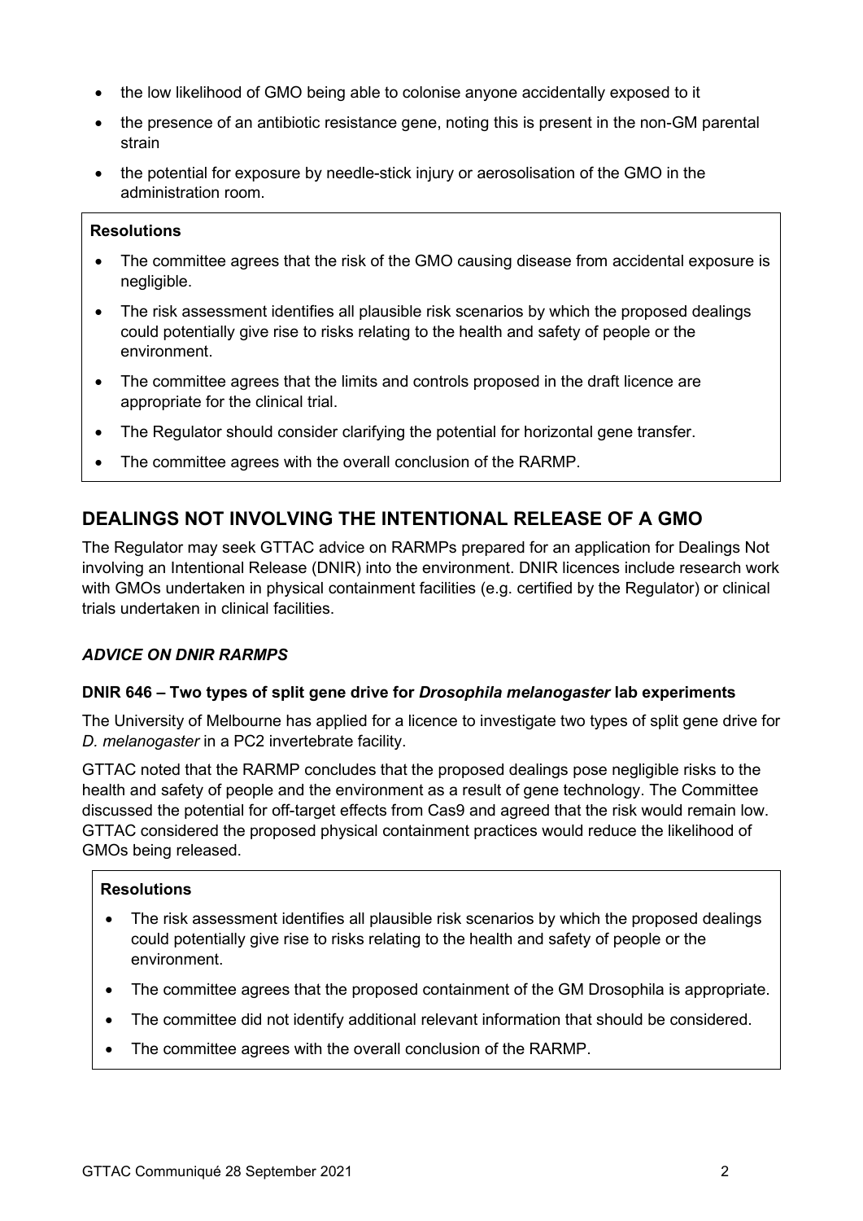- the low likelihood of GMO being able to colonise anyone accidentally exposed to it
- the presence of an antibiotic resistance gene, noting this is present in the non-GM parental strain
- the potential for exposure by needle-stick injury or aerosolisation of the GMO in the administration room.

**Resolutions**

- The committee agrees that the risk of the GMO causing disease from accidental exposure is negligible.
- The risk assessment identifies all plausible risk scenarios by which the proposed dealings could potentially give rise to risks relating to the health and safety of people or the environment.
- The committee agrees that the limits and controls proposed in the draft licence are appropriate for the clinical trial.
- The Regulator should consider clarifying the potential for horizontal gene transfer.
- The committee agrees with the overall conclusion of the RARMP.

## DEALINGS NOT INVOLVING THE INTENTIONAL RELEASE OF A GMO

The Regulator may seek GTTAC advice on RARMPs prepared for an application for Dealings Not involving an Intentional Release (DNIR) into the environment. DNIR licences include research work with GMOs undertaken in physical containment facilities (e.g. certified by the Regulator) or clinical trials undertaken in clinical facilities.

### *ADVICE ON DNIR RARMPS*

#### DNIR 646 – Two types of split gene drive for *Drosophila melanogaster* lab experiments

The University of Melbourne has applied for a licence to investigate two types of split gene drive for *D. melanogaster* in a PC2 invertebrate facility.

GTTAC noted that the RARMP concludes that the proposed dealings pose negligible risks to the health and safety of people and the environment as a result of gene technology. The Committee discussed the potential for off-target effects from Cas9 and agreed that the risk would remain low. GTTAC considered the proposed physical containment practices would reduce the likelihood of GMOs being released.

**Resolutions**

- The risk assessment identifies all plausible risk scenarios by which the proposed dealings could potentially give rise to risks relating to the health and safety of people or the environment.
- The committee agrees that the proposed containment of the GM Drosophila is appropriate.
- The committee did not identify additional relevant information that should be considered.
- The committee agrees with the overall conclusion of the RARMP.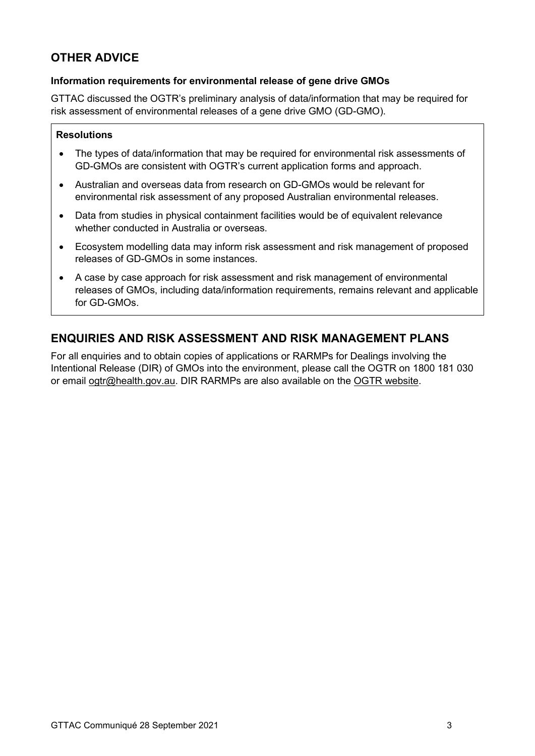## OTHER ADVICE

### Information requirements for environmental release of gene drive GMOs

GTTAC discussed the OGTR's preliminary analysis of data/information that may be required for risk assessment of environmental releases of a gene drive GMO (GD-GMO).

**Resolutions**

- The types of data/information that may be required for environmental risk assessments of GD-GMOs are consistent with OGTR's current application forms and approach.
- Australian and overseas data from research on GD-GMOs would be relevant for environmental risk assessment of any proposed Australian environmental releases.
- Data from studies in physical containment facilities would be of equivalent relevance whether conducted in Australia or overseas.
- Ecosystem modelling data may inform risk assessment and risk management of proposed releases of GD-GMOs in some instances.
- A case by case approach for risk assessment and risk management of environmental releases of GMOs, including data/information requirements, remains relevant and applicable for GD-GMOs.

## ENQUIRIES AND RISK ASSESSMENT AND RISK MANAGEMENT PLANS

For all enquiries and to obtain copies of applications or RARMPs for Dealings involving the Intentional Release (DIR) of GMOs into the environment, please call the OGTR on 1800 181 030 or email ogtr@health.gov.au. DIR RARMPs are also available on the OGTR website.